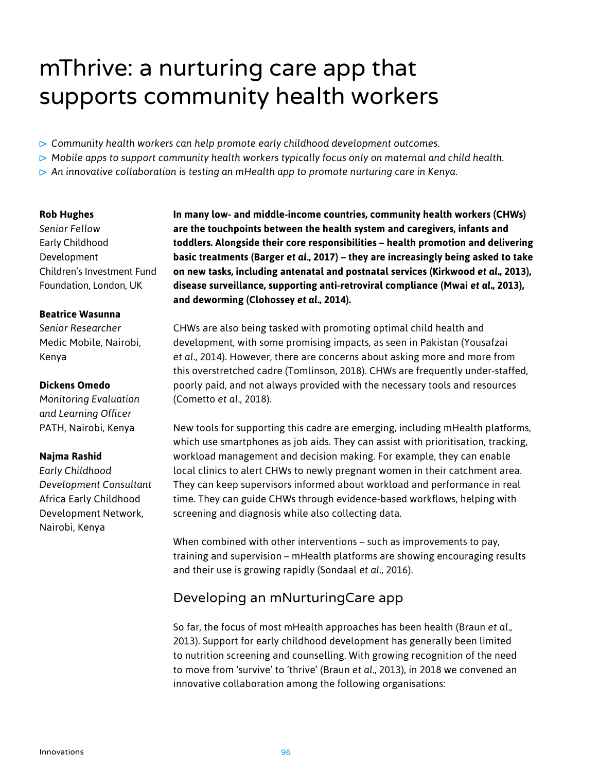# mThrive: a nurturing care app that supports community health workers

- *Community health workers can help promote early childhood development outcomes.*
- *Mobile apps to support community health workers typically focus only on maternal and child health.*
- *An innovative collaboration is testing an mHealth app to promote nurturing care in Kenya.*

**Rob Hughes**
*Senior Fellow*
Early Childhood Development
Children's Investment Fund Foundation, London, UK

**Beatrice Wasunna**
*Senior Researcher*
Medic Mobile, Nairobi, Kenya

**Dickens Omedo**
*Monitoring Evaluation and Learning Officer*
PATH, Nairobi, Kenya

**Najma Rashid**
*Early Childhood Development Consultant*
Africa Early Childhood Development Network, Nairobi, Kenya

**In many low- and middle-income countries, community health workers (CHWs) are the touchpoints between the health system and caregivers, infants and toddlers. Alongside their core responsibilities – health promotion and delivering basic treatments (Barger *et al.*, 2017) – they are increasingly being asked to take on new tasks, including antenatal and postnatal services (Kirkwood *et al.*, 2013), disease surveillance, supporting anti-retroviral compliance (Mwai *et al.*, 2013), and deworming (Clohossey *et al.*, 2014).**

CHWs are also being tasked with promoting optimal child health and development, with some promising impacts, as seen in Pakistan (Yousafzai *et al.*, 2014). However, there are concerns about asking more and more from this overstretched cadre (Tomlinson, 2018). CHWs are frequently under-staffed, poorly paid, and not always provided with the necessary tools and resources (Cometto *et al.*, 2018).

New tools for supporting this cadre are emerging, including mHealth platforms, which use smartphones as job aids. They can assist with prioritisation, tracking, workload management and decision making. For example, they can enable local clinics to alert CHWs to newly pregnant women in their catchment area. They can keep supervisors informed about workload and performance in real time. They can guide CHWs through evidence-based workflows, helping with screening and diagnosis while also collecting data.

When combined with other interventions – such as improvements to pay, training and supervision – mHealth platforms are showing encouraging results and their use is growing rapidly (Sondaal *et al.*, 2016).

## Developing an mNurturingCare app

So far, the focus of most mHealth approaches has been health (Braun *et al.*, 2013). Support for early childhood development has generally been limited to nutrition screening and counselling. With growing recognition of the need to move from 'survive' to 'thrive' (Braun *et al.*, 2013), in 2018 we convened an innovative collaboration among the following organisations: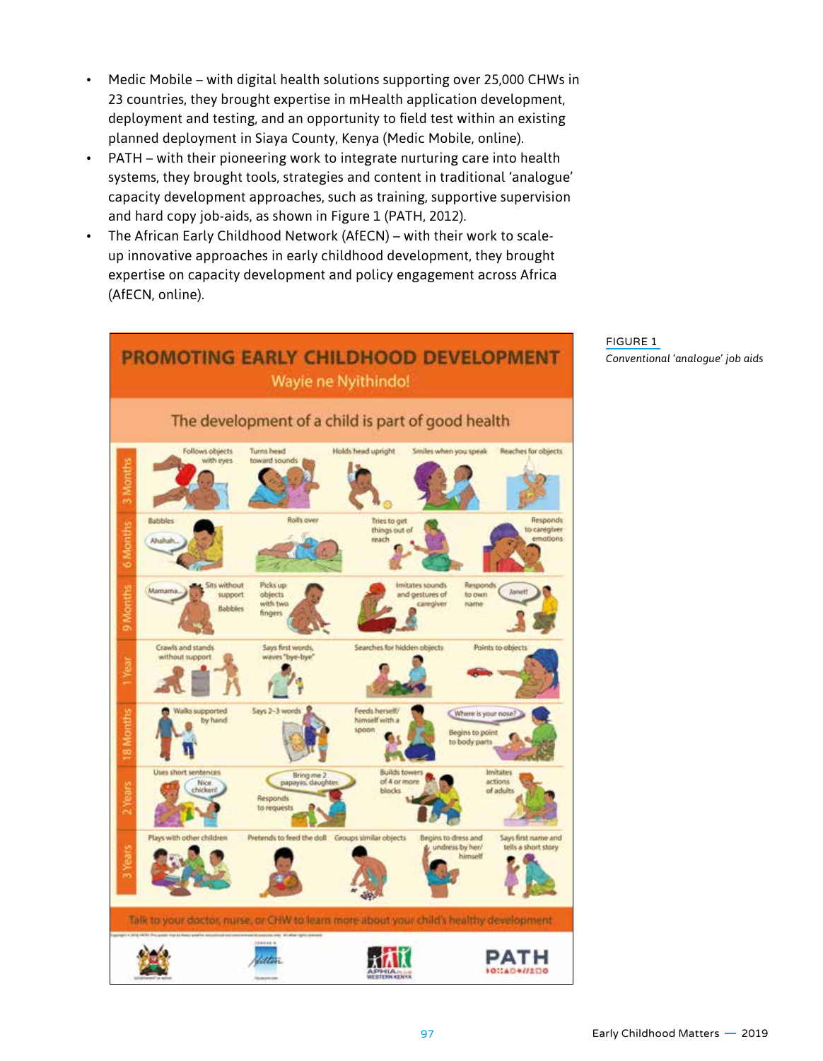- Medic Mobile – with digital health solutions supporting over 25,000 CHWs in 23 countries, they brought expertise in mHealth application development, deployment and testing, and an opportunity to field test within an existing planned deployment in Siaya County, Kenya (Medic Mobile, online).
- PATH – with their pioneering work to integrate nurturing care into health systems, they brought tools, strategies and content in traditional 'analogue' capacity development approaches, such as training, supportive supervision and hard copy job-aids, as shown in Figure 1 (PATH, 2012).
- The African Early Childhood Network (AfECN) – with their work to scale-up innovative approaches in early childhood development, they brought expertise on capacity development and policy engagement across Africa (AfECN, online).

FIGURE 1

*Conventional 'analogue' job aids*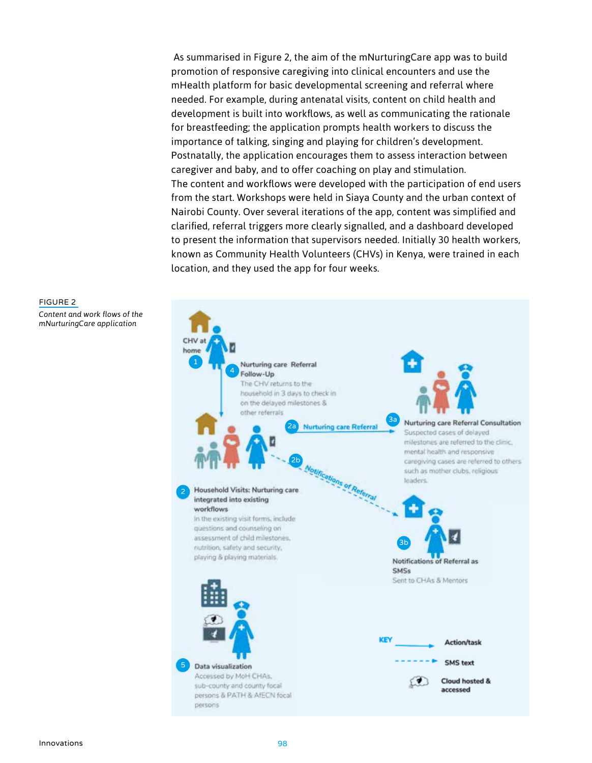As summarised in Figure 2, the aim of the mNurturingCare app was to build promotion of responsive caregiving into clinical encounters and use the mHealth platform for basic developmental screening and referral where needed. For example, during antenatal visits, content on child health and development is built into workflows, as well as communicating the rationale for breastfeeding; the application prompts health workers to discuss the importance of talking, singing and playing for children's development. Postnatally, the application encourages them to assess interaction between caregiver and baby, and to offer coaching on play and stimulation.
The content and workflows were developed with the participation of end users from the start. Workshops were held in Siaya County and the urban context of Nairobi County. Over several iterations of the app, content was simplified and clarified, referral triggers more clearly signalled, and a dashboard developed to present the information that supervisors needed. Initially 30 health workers, known as Community Health Volunteers (CHVs) in Kenya, were trained in each location, and they used the app for four weeks.

FIGURE 2

*Content and work flows of the mNurturingCare application*

CHV at home

1

4 **Nurturing care Referral Follow-Up**
The CHV returns to the household in 3 days to check in on the delayed milestones & other referrals

2a **Nurturing care Referral**

3a **Nurturing care Referral Consultation**
Suspected cases of delayed milestones are referred to the clinic, mental health and responsive caregiving cases are referred to others such as mother clubs, religious leaders.

2b *Notifications of Referral*

2 **Household Visits: Nurturing care integrated into existing workflows**
In the existing visit forms, include questions and counseling on assessment of child milestones, nutrition, safety and security, playing & playing materials.

3b **Notifications of Referral as SMSs**
Sent to CHAs & Mentors

5 **Data visualization**
Accessed by MoH CHAs, sub-county and county focal persons & PATH & AfECN focal persons

KEY
Action/task
SMS text
Cloud hosted & accessed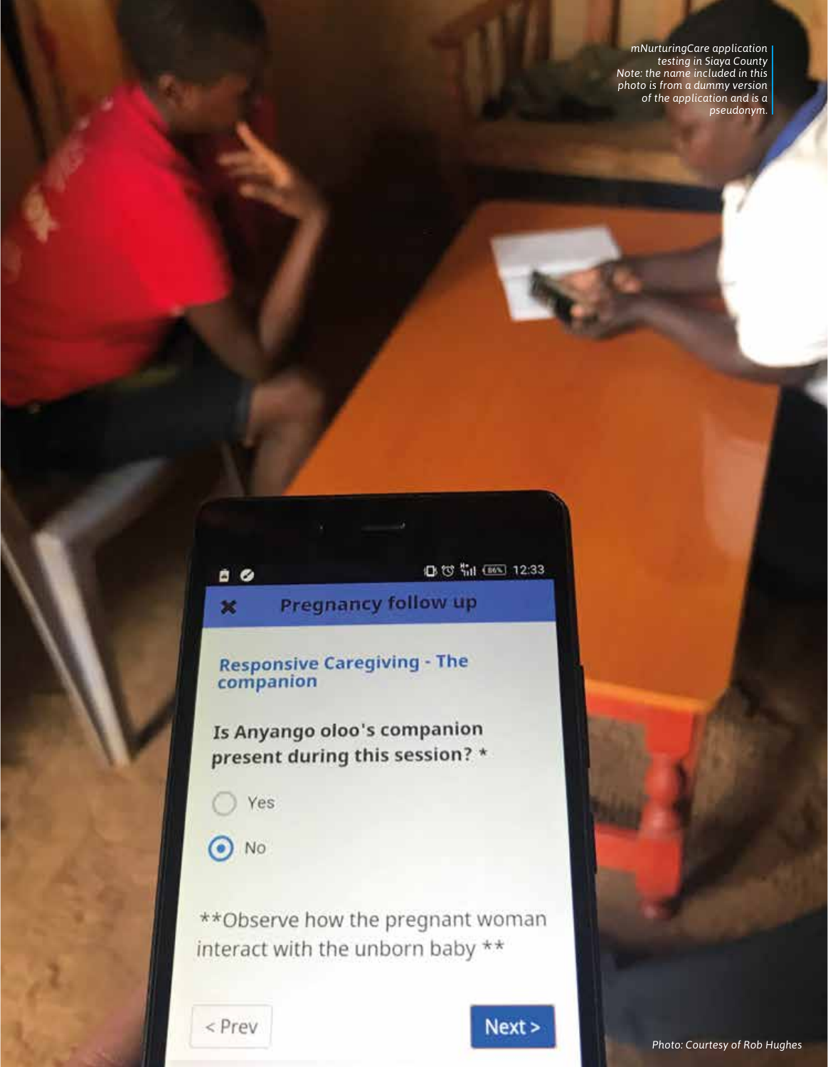mNurturingCare application testing in Siaya County
Note: the name included in this photo is from a dummy version of the application and is a pseudonym.

Photo: Courtesy of Rob Hughes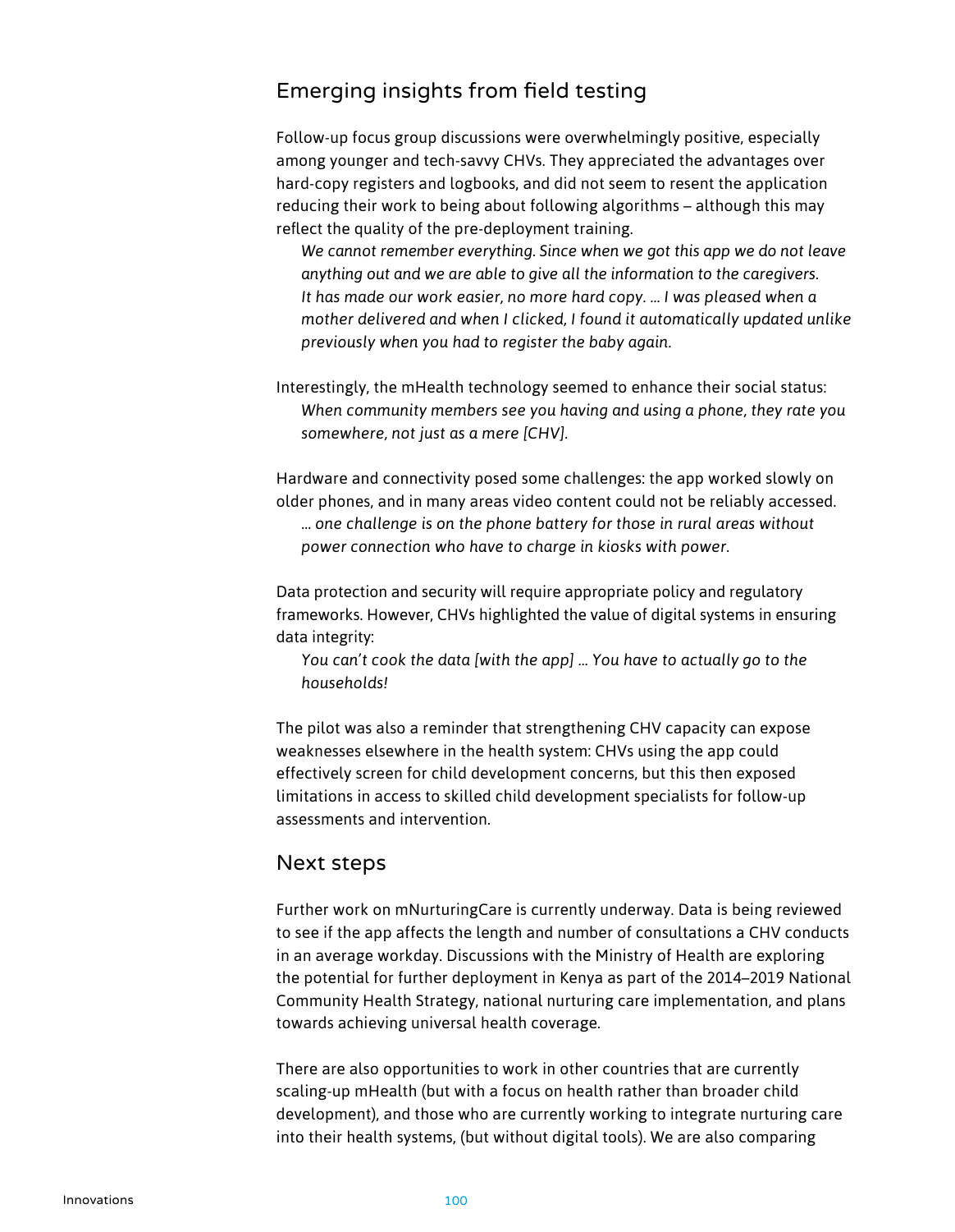## Emerging insights from field testing

Follow-up focus group discussions were overwhelmingly positive, especially among younger and tech-savvy CHVs. They appreciated the advantages over hard-copy registers and logbooks, and did not seem to resent the application reducing their work to being about following algorithms – although this may reflect the quality of the pre-deployment training.

> *We cannot remember everything. Since when we got this app we do not leave anything out and we are able to give all the information to the caregivers. It has made our work easier, no more hard copy. ... I was pleased when a mother delivered and when I clicked, I found it automatically updated unlike previously when you had to register the baby again.*

Interestingly, the mHealth technology seemed to enhance their social status:

> *When community members see you having and using a phone, they rate you somewhere, not just as a mere [CHV].*

Hardware and connectivity posed some challenges: the app worked slowly on older phones, and in many areas video content could not be reliably accessed.

> *... one challenge is on the phone battery for those in rural areas without power connection who have to charge in kiosks with power.*

Data protection and security will require appropriate policy and regulatory frameworks. However, CHVs highlighted the value of digital systems in ensuring data integrity:

> *You can't cook the data [with the app] ... You have to actually go to the households!*

The pilot was also a reminder that strengthening CHV capacity can expose weaknesses elsewhere in the health system: CHVs using the app could effectively screen for child development concerns, but this then exposed limitations in access to skilled child development specialists for follow-up assessments and intervention.

## Next steps

Further work on mNurturingCare is currently underway. Data is being reviewed to see if the app affects the length and number of consultations a CHV conducts in an average workday. Discussions with the Ministry of Health are exploring the potential for further deployment in Kenya as part of the 2014–2019 National Community Health Strategy, national nurturing care implementation, and plans towards achieving universal health coverage.

There are also opportunities to work in other countries that are currently scaling-up mHealth (but with a focus on health rather than broader child development), and those who are currently working to integrate nurturing care into their health systems, (but without digital tools). We are also comparing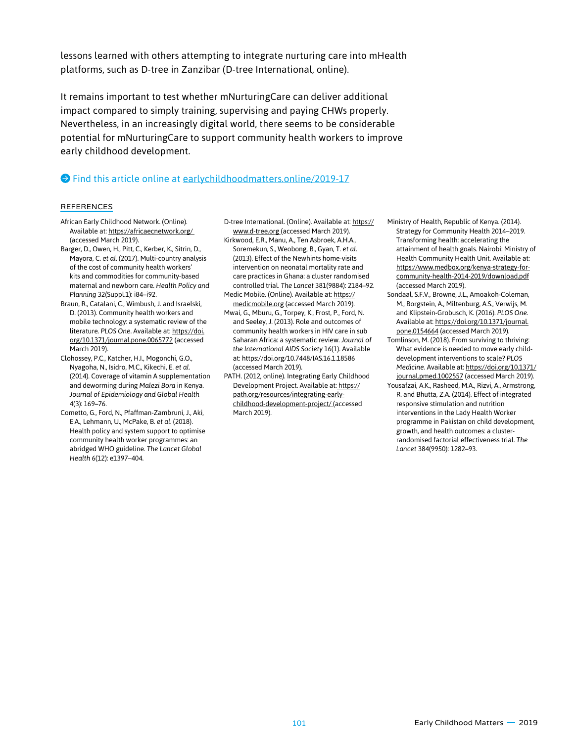lessons learned with others attempting to integrate nurturing care into mHealth platforms, such as D-tree in Zanzibar (D-tree International, online).

It remains important to test whether mNurturingCare can deliver additional impact compared to simply training, supervising and paying CHWs properly. Nevertheless, in an increasingly digital world, there seems to be considerable potential for mNurturingCare to support community health workers to improve early childhood development.

Find this article online at earlychildhoodmatters.online/2019-17

## REFERENCES

African Early Childhood Network. (Online). Available at: https://africaecnetwork.org/ (accessed March 2019).

Barger, D., Owen, H., Pitt, C., Kerber, K., Sitrin, D., Mayora, C. *et al*. (2017). Multi-country analysis of the cost of community health workers' kits and commodities for community-based maternal and newborn care. *Health Policy and Planning* 32(Suppl.1): i84–i92.

Braun, R., Catalani, C., Wimbush, J. and Israelski, D. (2013). Community health workers and mobile technology: a systematic review of the literature. *PLOS One*. Available at: https://doi.org/10.1371/journal.pone.0065772 (accessed March 2019).

Clohossey, P.C., Katcher, H.I., Mogonchi, G.O., Nyagoha, N., Isidro, M.C., Kikechi, E. *et al*. (2014). Coverage of vitamin A supplementation and deworming during *Malezi Bora* in Kenya. *Journal of Epidemiology and Global Health* 4(3): 169–76.

Cometto, G., Ford, N., Pfaffman-Zambruni, J., Aki, E.A., Lehmann, U., McPake, B. *et al*. (2018). Health policy and system support to optimise community health worker programmes: an abridged WHO guideline. *The Lancet Global Health* 6(12): e1397–404.

D-tree International. (Online). Available at: https://www.d-tree.org (accessed March 2019).

Kirkwood, E.R., Manu, A., Ten Asbroek, A.H.A., Soremekun, S., Weobong, B., Gyan, T. *et al*. (2013). Effect of the Newhints home-visits intervention on neonatal mortality rate and care practices in Ghana: a cluster randomised controlled trial. *The Lancet* 381(9884): 2184–92.

Medic Mobile. (Online). Available at: https://medicmobile.org (accessed March 2019).

Mwai, G., Mburu, G., Torpey, K., Frost, P., Ford, N. and Seeley, J. (2013). Role and outcomes of community health workers in HIV care in sub Saharan Africa: a systematic review. *Journal of the International AIDS Society* 16(1). Available at: https://doi.org/10.7448/IAS.16.1.18586 (accessed March 2019).

PATH. (2012, online). Integrating Early Childhood Development Project. Available at: https://path.org/resources/integrating-early-childhood-development-project/ (accessed March 2019).

Ministry of Health, Republic of Kenya. (2014). Strategy for Community Health 2014–2019. Transforming health: accelerating the attainment of health goals. Nairobi: Ministry of Health Community Health Unit. Available at: https://www.medbox.org/kenya-strategy-for-community-health-2014-2019/download.pdf (accessed March 2019).

Sondaal, S.F.V., Browne, J.L., Amoakoh-Coleman, M., Borgstein, A., Miltenburg, A.S., Verwijs, M. and Klipstein-Grobusch, K. (2016). *PLOS One*. Available at: https://doi.org/10.1371/journal.pone.0154664 (accessed March 2019).

Tomlinson, M. (2018). From surviving to thriving: What evidence is needed to move early child-development interventions to scale? *PLOS Medicine*. Available at: https://doi.org/10.1371/journal.pmed.1002557 (accessed March 2019).

Yousafzai, A.K., Rasheed, M.A., Rizvi, A., Armstrong, R. and Bhutta, Z.A. (2014). Effect of integrated responsive stimulation and nutrition interventions in the Lady Health Worker programme in Pakistan on child development, growth, and health outcomes: a cluster-randomised factorial effectiveness trial. *The Lancet* 384(9950): 1282–93.